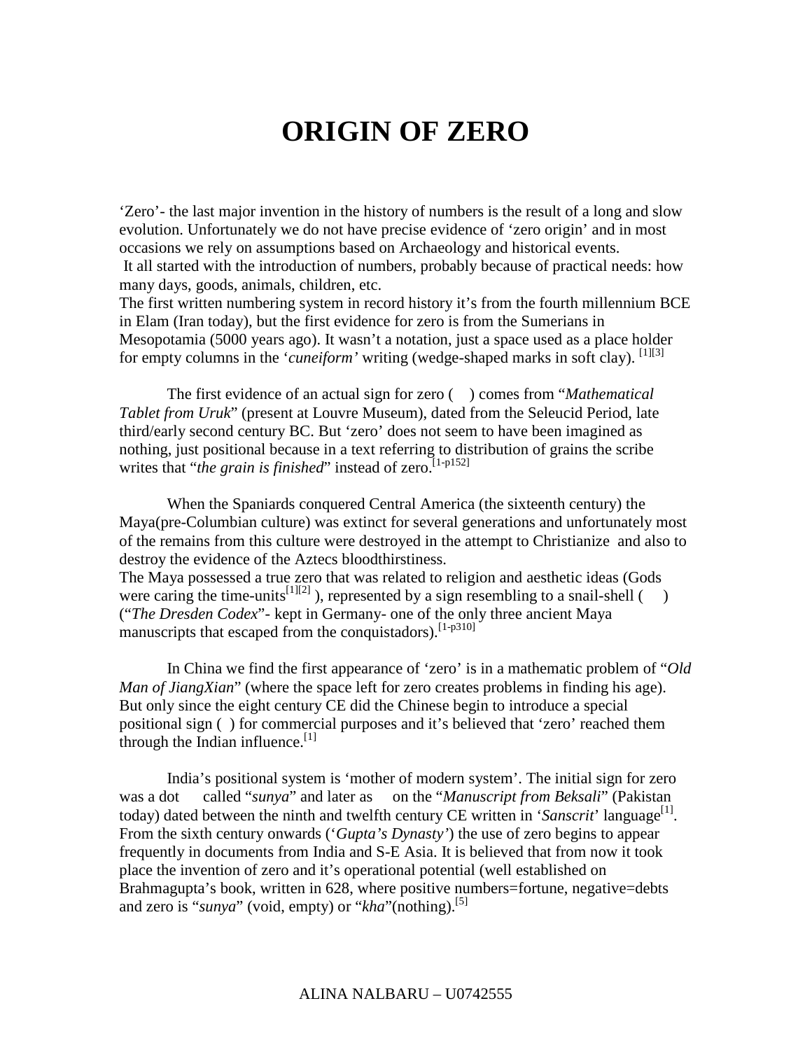# ORIGIN OF ZERO

'Zero'- the last major invention in the history of numbers is the result of a long and slow evolution. Unfortunately we do not have precise evidence of 'zero origin' and in most occasions we rely on assumptions based on Archaeology and historical events.
It all started with the introduction of numbers, probably because of practical needs: how many days, goods, animals, children, etc.
The first written numbering system in record history it's from the fourth millennium BCE in Elam (Iran today), but the first evidence for zero is from the Sumerians in Mesopotamia (5000 years ago). It wasn't a notation, just a space used as a place holder for empty columns in the '*cuneiform'* writing (wedge-shaped marks in soft clay). [1][3]

The first evidence of an actual sign for zero ( ) comes from "*Mathematical Tablet from Uruk*" (present at Louvre Museum), dated from the Seleucid Period, late third/early second century BC. But 'zero' does not seem to have been imagined as nothing, just positional because in a text referring to distribution of grains the scribe writes that "*the grain is finished*" instead of zero.[1-p152]

When the Spaniards conquered Central America (the sixteenth century) the Maya(pre-Columbian culture) was extinct for several generations and unfortunately most of the remains from this culture were destroyed in the attempt to Christianize and also to destroy the evidence of the Aztecs bloodthirstiness.
The Maya possessed a true zero that was related to religion and aesthetic ideas (Gods were caring the time-units[1][2] ), represented by a sign resembling to a snail-shell ( ) ("*The Dresden Codex*"- kept in Germany- one of the only three ancient Maya manuscripts that escaped from the conquistadors).[1-p310]

In China we find the first appearance of 'zero' is in a mathematic problem of "*Old Man of JiangXian*" (where the space left for zero creates problems in finding his age). But only since the eight century CE did the Chinese begin to introduce a special positional sign ( ) for commercial purposes and it's believed that 'zero' reached them through the Indian influence.[1]

India's positional system is 'mother of modern system'. The initial sign for zero was a dot called "*sunya*" and later as on the "*Manuscript from Beksali*" (Pakistan today) dated between the ninth and twelfth century CE written in '*Sanscrit*' language[1]. From the sixth century onwards ('*Gupta's Dynasty'*) the use of zero begins to appear frequently in documents from India and S-E Asia. It is believed that from now it took place the invention of zero and it's operational potential (well established on Brahmagupta's book, written in 628, where positive numbers=fortune, negative=debts and zero is "*sunya*" (void, empty) or "*kha*"(nothing).[5]

ALINA NALBARU – U0742555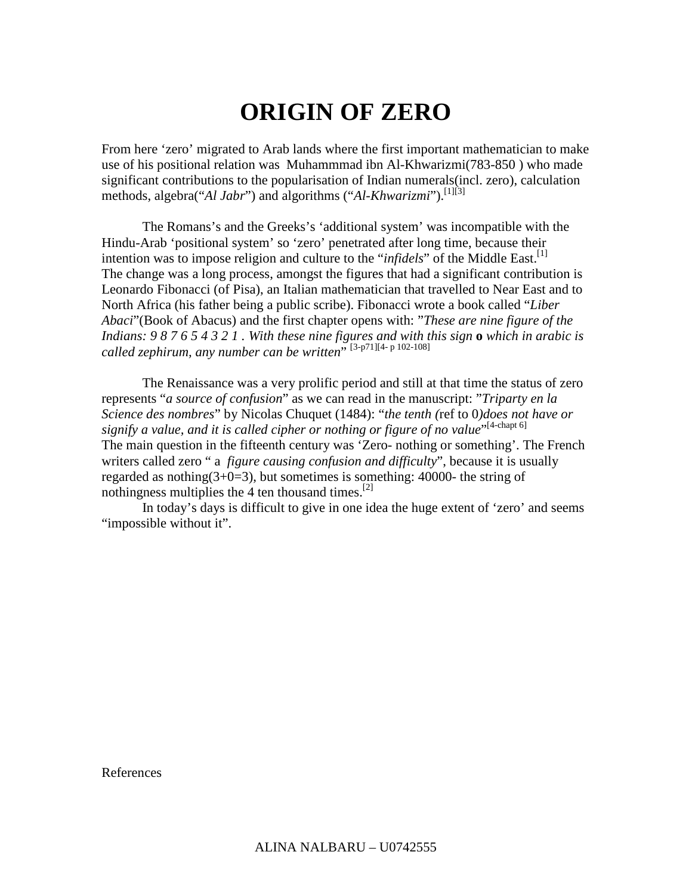# ORIGIN OF ZERO

From here ‘zero’ migrated to Arab lands where the first important mathematician to make use of his positional relation was Muhammmad ibn Al-Khwarizmi(783-850 ) who made significant contributions to the popularisation of Indian numerals(incl. zero), calculation methods, algebra(“*Al Jabr*”) and algorithms (“*Al-Khwarizmi*”).[1][3]

The Romans’s and the Greeks’s ‘additional system’ was incompatible with the Hindu-Arab ‘positional system’ so ‘zero’ penetrated after long time, because their intention was to impose religion and culture to the “*infidels*” of the Middle East.[1] The change was a long process, amongst the figures that had a significant contribution is Leonardo Fibonacci (of Pisa), an Italian mathematician that travelled to Near East and to North Africa (his father being a public scribe). Fibonacci wrote a book called “*Liber Abaci*”(Book of Abacus) and the first chapter opens with: ”*These are nine figure of the Indians: 9 8 7 6 5 4 3 2 1 . With these nine figures and with this sign* **o** *which in arabic is called zephirum, any number can be written*” [3-p71][4- p 102-108]

The Renaissance was a very prolific period and still at that time the status of zero represents “*a source of confusion*” as we can read in the manuscript: ”*Triparty en la Science des nombres*” by Nicolas Chuquet (1484): “*the tenth (*ref to 0*)does not have or signify a value, and it is called cipher or nothing or figure of no value*”[4-chapt 6] The main question in the fifteenth century was ‘Zero- nothing or something’. The French writers called zero “ a *figure causing confusion and difficulty*”, because it is usually regarded as nothing(3+0=3), but sometimes is something: 40000- the string of nothingness multiplies the 4 ten thousand times.[2]

In today’s days is difficult to give in one idea the huge extent of ‘zero’ and seems “impossible without it”.

References

ALINA NALBARU – U0742555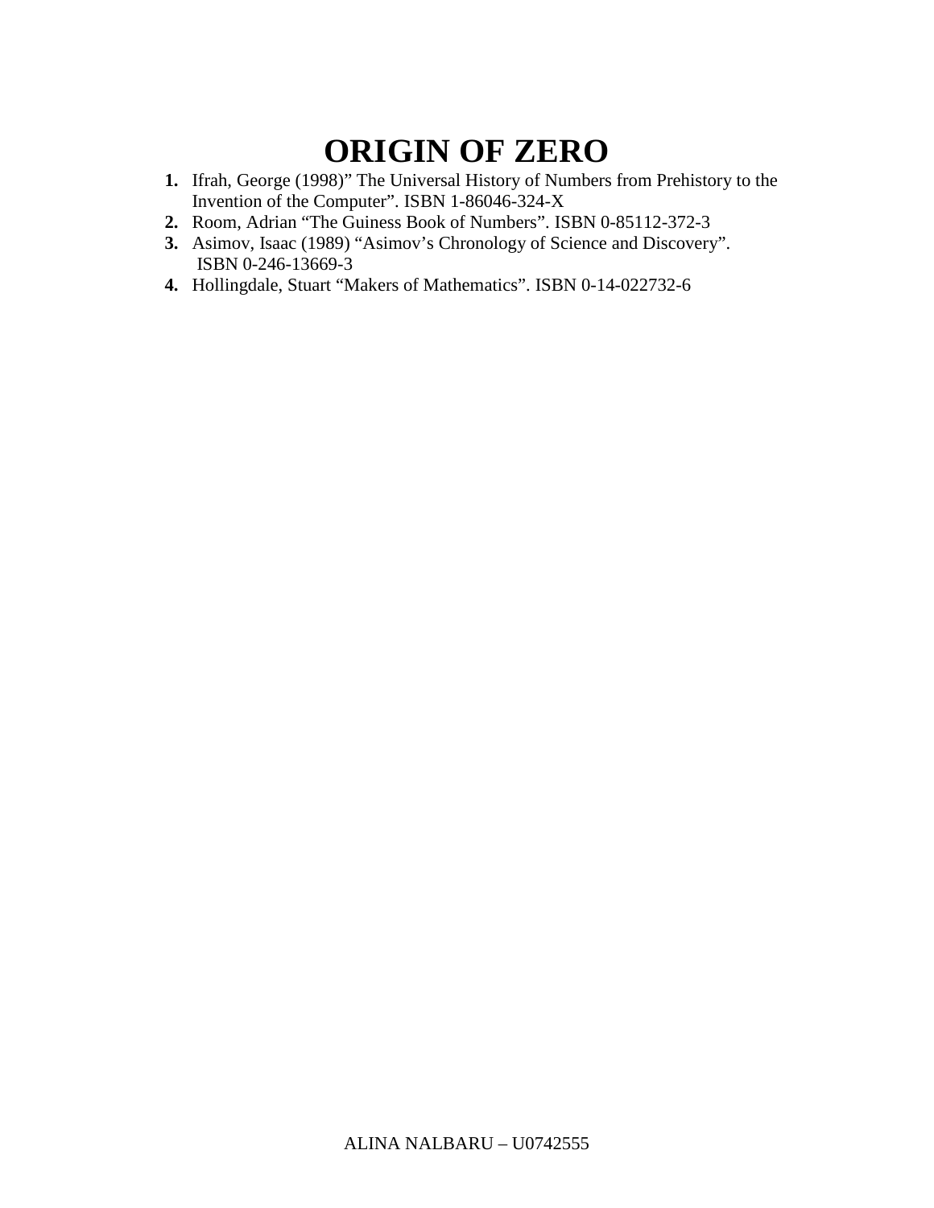# ORIGIN OF ZERO

1. Ifrah, George (1998)" The Universal History of Numbers from Prehistory to the Invention of the Computer". ISBN 1-86046-324-X
2. Room, Adrian "The Guiness Book of Numbers". ISBN 0-85112-372-3
3. Asimov, Isaac (1989) "Asimov's Chronology of Science and Discovery". ISBN 0-246-13669-3
4. Hollingdale, Stuart "Makers of Mathematics". ISBN 0-14-022732-6

ALINA NALBARU – U0742555